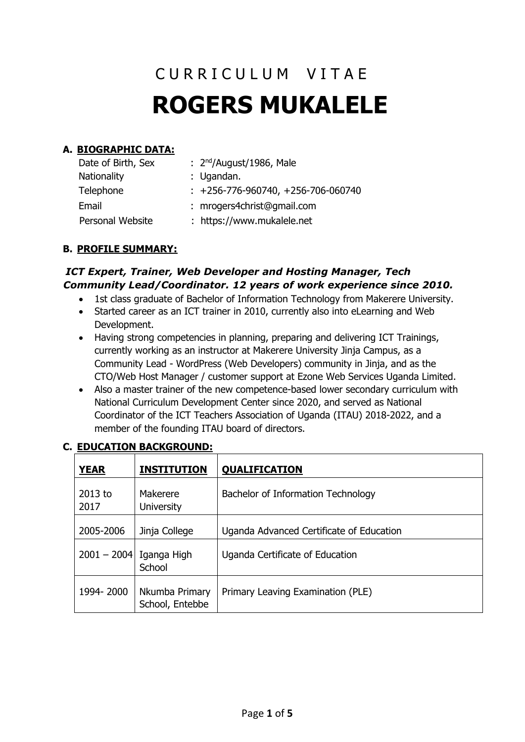# CURRICULUM VITAE

# ROGERS MUKALELE

## A. BIOGRAPHIC DATA:

| | |
|---|---|
| Date of Birth, Sex | : 2nd/August/1986, Male |
| Nationality | : Ugandan. |
| Telephone | : +256-776-960740, +256-706-060740 |
| Email | : mrogers4christ@gmail.com |
| Personal Website | : https://www.mukalele.net |

## B. PROFILE SUMMARY:

***ICT Expert, Trainer, Web Developer and Hosting Manager, Tech Community Lead/Coordinator. 12 years of work experience since 2010.***

- 1st class graduate of Bachelor of Information Technology from Makerere University.
- Started career as an ICT trainer in 2010, currently also into eLearning and Web Development.
- Having strong competencies in planning, preparing and delivering ICT Trainings, currently working as an instructor at Makerere University Jinja Campus, as a Community Lead - WordPress (Web Developers) community in Jinja, and as the CTO/Web Host Manager / customer support at Ezone Web Services Uganda Limited.
- Also a master trainer of the new competence-based lower secondary curriculum with National Curriculum Development Center since 2020, and served as National Coordinator of the ICT Teachers Association of Uganda (ITAU) 2018-2022, and a member of the founding ITAU board of directors.

## C. EDUCATION BACKGROUND:

| YEAR | INSTITUTION | QUALIFICATION |
|---|---|---|
| 2013 to 2017 | Makerere University | Bachelor of Information Technology |
| 2005-2006 | Jinja College | Uganda Advanced Certificate of Education |
| 2001 – 2004 | Iganga High School | Uganda Certificate of Education |
| 1994- 2000 | Nkumba Primary School, Entebbe | Primary Leaving Examination (PLE) |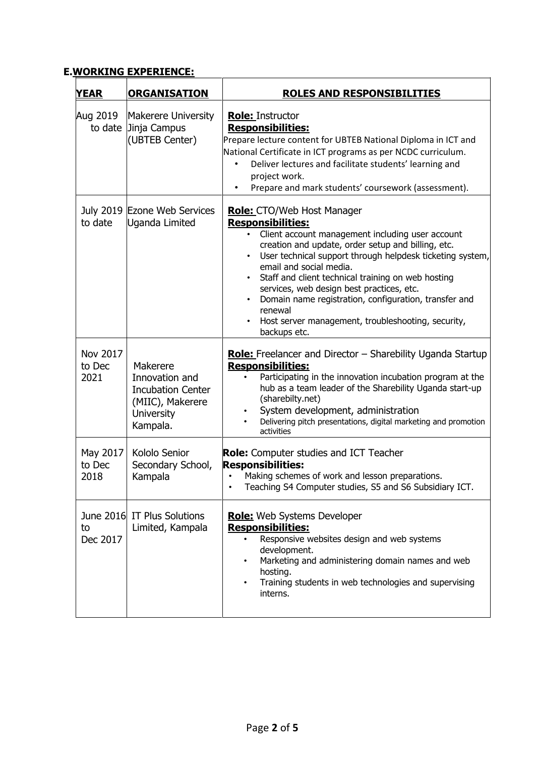## E. WORKING EXPERIENCE:

| YEAR | ORGANISATION | ROLES AND RESPONSIBILITIES |
| --- | --- | --- |
| Aug 2019 to date | Makerere University Jinja Campus (UBTEB Center) | **Role:** Instructor<br>**Responsibilities:**<br>Prepare lecture content for UBTEB National Diploma in ICT and National Certificate in ICT programs as per NCDC curriculum.<br>• Deliver lectures and facilitate students' learning and project work.<br>• Prepare and mark students' coursework (assessment). |
| July 2019 to date | Ezone Web Services Uganda Limited | **Role:** CTO/Web Host Manager<br>**Responsibilities:**<br>• Client account management including user account creation and update, order setup and billing, etc.<br>• User technical support through helpdesk ticketing system, email and social media.<br>• Staff and client technical training on web hosting services, web design best practices, etc.<br>• Domain name registration, configuration, transfer and renewal<br>• Host server management, troubleshooting, security, backups etc. |
| Nov 2017 to Dec 2021 | Makerere Innovation and Incubation Center (MIIC), Makerere University Kampala. | **Role:** Freelancer and Director – Sharebility Uganda Startup<br>**Responsibilities:**<br>• Participating in the innovation incubation program at the hub as a team leader of the Sharebility Uganda start-up (sharebilty.net)<br>• System development, administration<br>• Delivering pitch presentations, digital marketing and promotion activities |
| May 2017 to Dec 2018 | Kololo Senior Secondary School, Kampala | **Role:** Computer studies and ICT Teacher<br>**Responsibilities:**<br>• Making schemes of work and lesson preparations.<br>• Teaching S4 Computer studies, S5 and S6 Subsidiary ICT. |
| June 2016 to Dec 2017 | IT Plus Solutions Limited, Kampala | **Role:** Web Systems Developer<br>**Responsibilities:**<br>• Responsive websites design and web systems development.<br>• Marketing and administering domain names and web hosting.<br>• Training students in web technologies and supervising interns. |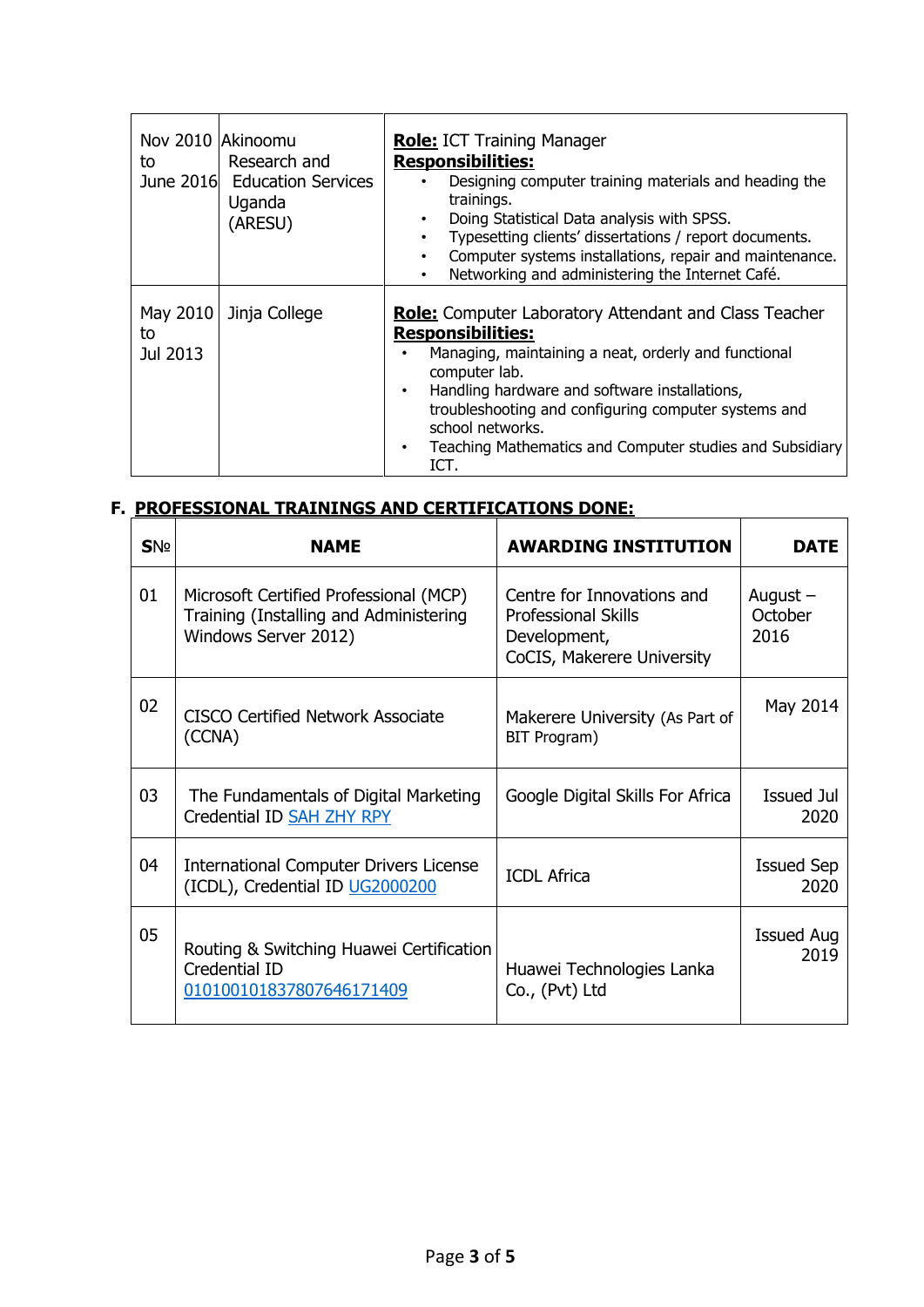| | | |
|---|---|---|
| Nov 2010 to June 2016 | Akinoomu Research and Education Services Uganda (ARESU) | **Role:** ICT Training Manager<br>**Responsibilities:**<br>• Designing computer training materials and heading the trainings.<br>• Doing Statistical Data analysis with SPSS.<br>• Typesetting clients' dissertations / report documents.<br>• Computer systems installations, repair and maintenance.<br>• Networking and administering the Internet Café. |
| May 2010 to Jul 2013 | Jinja College | **Role:** Computer Laboratory Attendant and Class Teacher<br>**Responsibilities:**<br>• Managing, maintaining a neat, orderly and functional computer lab.<br>• Handling hardware and software installations, troubleshooting and configuring computer systems and school networks.<br>• Teaching Mathematics and Computer studies and Subsidiary ICT. |

## F. PROFESSIONAL TRAININGS AND CERTIFICATIONS DONE:

| S№ | NAME | AWARDING INSTITUTION | DATE |
|---|---|---|---|
| 01 | Microsoft Certified Professional (MCP) Training (Installing and Administering Windows Server 2012) | Centre for Innovations and Professional Skills Development, CoCIS, Makerere University | August – October 2016 |
| 02 | CISCO Certified Network Associate (CCNA) | Makerere University (As Part of BIT Program) | May 2014 |
| 03 | The Fundamentals of Digital Marketing Credential ID SAH ZHY RPY | Google Digital Skills For Africa | Issued Jul 2020 |
| 04 | International Computer Drivers License (ICDL), Credential ID UG2000200 | ICDL Africa | Issued Sep 2020 |
| 05 | Routing & Switching Huawei Certification Credential ID 010100101837807646171409 | Huawei Technologies Lanka Co., (Pvt) Ltd | Issued Aug 2019 |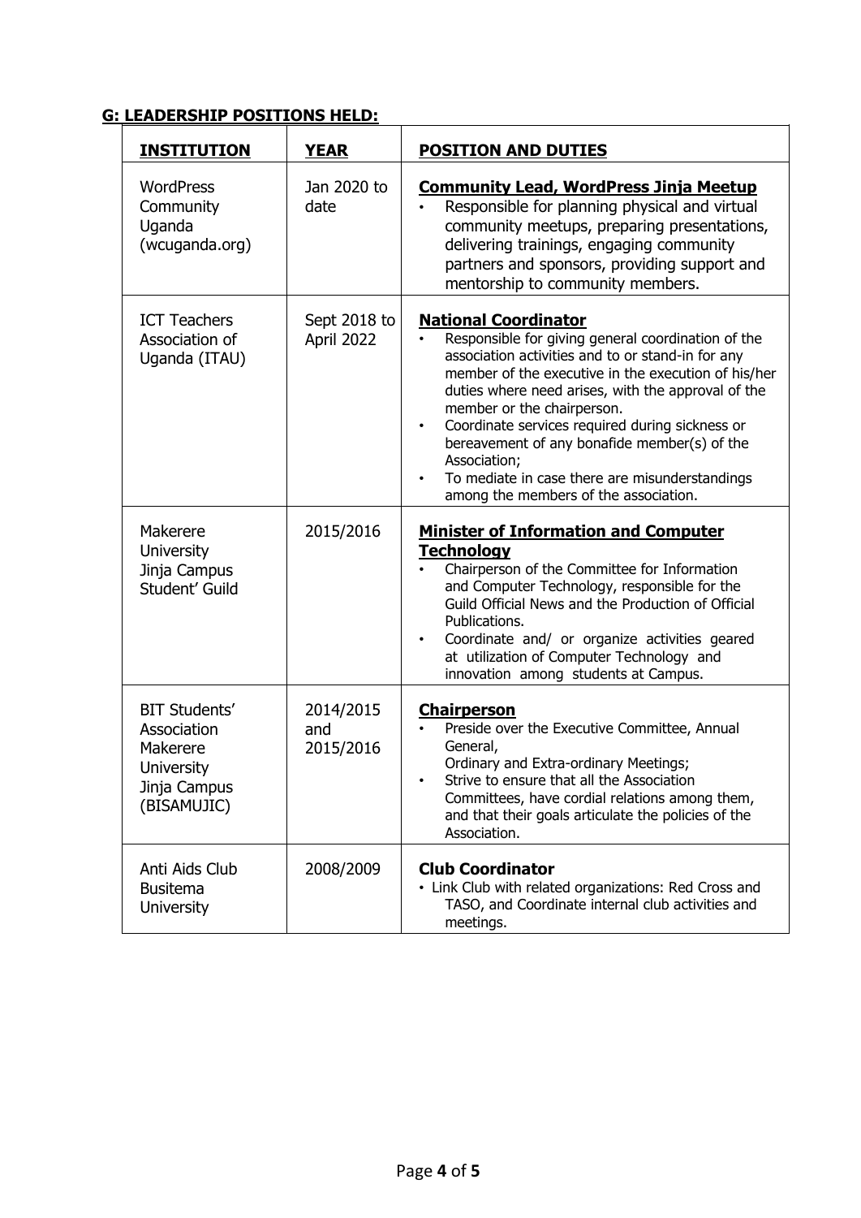**G: LEADERSHIP POSITIONS HELD:**

| **INSTITUTION** | **YEAR** | **POSITION AND DUTIES** |
|---|---|---|
| WordPress Community Uganda (wcuganda.org) | Jan 2020 to date | **Community Lead, WordPress Jinja Meetup**<br>• Responsible for planning physical and virtual community meetups, preparing presentations, delivering trainings, engaging community partners and sponsors, providing support and mentorship to community members. |
| ICT Teachers Association of Uganda (ITAU) | Sept 2018 to April 2022 | **National Coordinator**<br>• Responsible for giving general coordination of the association activities and to or stand-in for any member of the executive in the execution of his/her duties where need arises, with the approval of the member or the chairperson.<br>• Coordinate services required during sickness or bereavement of any bonafide member(s) of the Association;<br>• To mediate in case there are misunderstandings among the members of the association. |
| Makerere University Jinja Campus Student' Guild | 2015/2016 | **Minister of Information and Computer Technology**<br>• Chairperson of the Committee for Information and Computer Technology, responsible for the Guild Official News and the Production of Official Publications.<br>• Coordinate and/ or organize activities geared at utilization of Computer Technology and innovation among students at Campus. |
| BIT Students' Association Makerere University Jinja Campus (BISAMUJIC) | 2014/2015 and 2015/2016 | **Chairperson**<br>• Preside over the Executive Committee, Annual General, Ordinary and Extra-ordinary Meetings;<br>• Strive to ensure that all the Association Committees, have cordial relations among them, and that their goals articulate the policies of the Association. |
| Anti Aids Club Busitema University | 2008/2009 | **Club Coordinator**<br>• Link Club with related organizations: Red Cross and TASO, and Coordinate internal club activities and meetings. |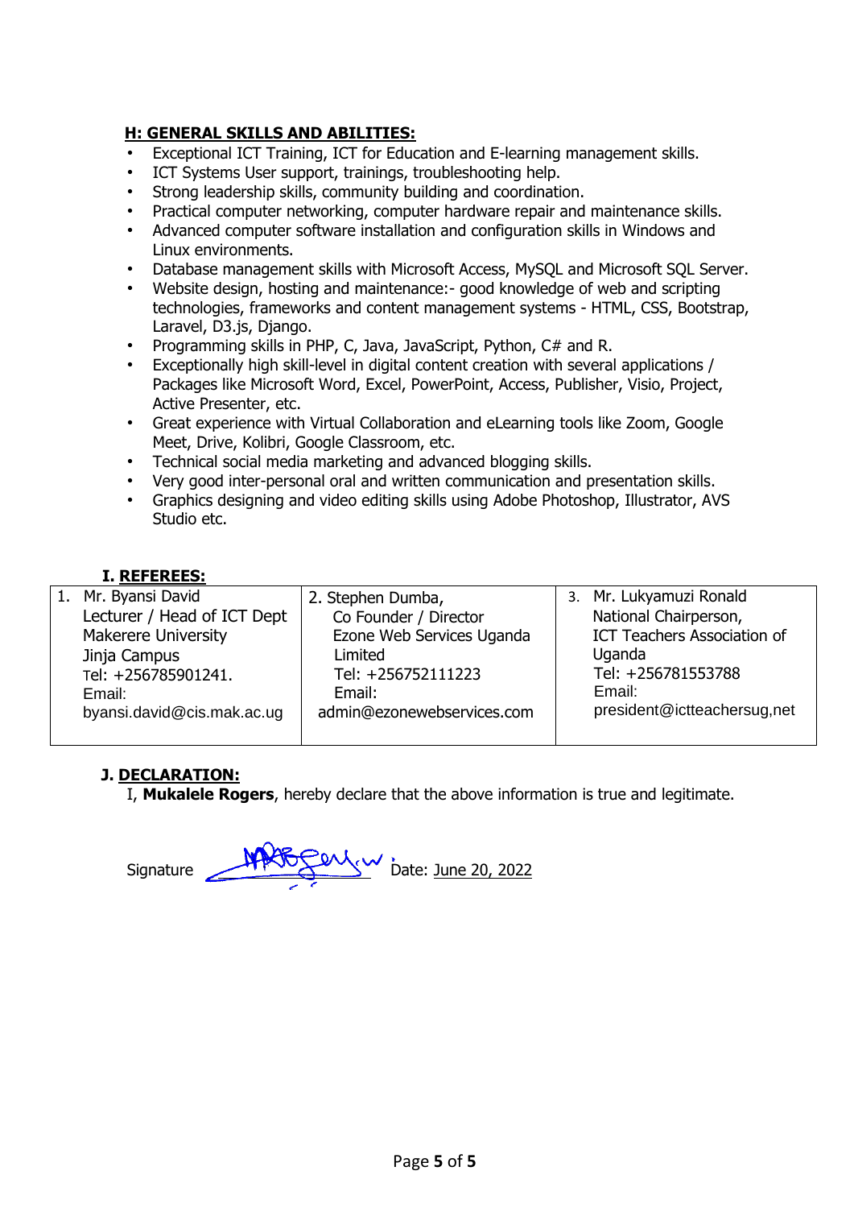## H: GENERAL SKILLS AND ABILITIES:

- Exceptional ICT Training, ICT for Education and E-learning management skills.
- ICT Systems User support, trainings, troubleshooting help.
- Strong leadership skills, community building and coordination.
- Practical computer networking, computer hardware repair and maintenance skills.
- Advanced computer software installation and configuration skills in Windows and Linux environments.
- Database management skills with Microsoft Access, MySQL and Microsoft SQL Server.
- Website design, hosting and maintenance:- good knowledge of web and scripting technologies, frameworks and content management systems - HTML, CSS, Bootstrap, Laravel, D3.js, Django.
- Programming skills in PHP, C, Java, JavaScript, Python, C# and R.
- Exceptionally high skill-level in digital content creation with several applications / Packages like Microsoft Word, Excel, PowerPoint, Access, Publisher, Visio, Project, Active Presenter, etc.
- Great experience with Virtual Collaboration and eLearning tools like Zoom, Google Meet, Drive, Kolibri, Google Classroom, etc.
- Technical social media marketing and advanced blogging skills.
- Very good inter-personal oral and written communication and presentation skills.
- Graphics designing and video editing skills using Adobe Photoshop, Illustrator, AVS Studio etc.

## I. REFEREES:

| | | |
|---|---|---|
| 1. Mr. Byansi David<br>Lecturer / Head of ICT Dept<br>Makerere University<br>Jinja Campus<br>Tel: +256785901241.<br>Email:<br>byansi.david@cis.mak.ac.ug | 2. Stephen Dumba,<br>Co Founder / Director<br>Ezone Web Services Uganda Limited<br>Tel: +256752111223<br>Email:<br>admin@ezonewebservices.com | 3. Mr. Lukyamuzi Ronald<br>National Chairperson,<br>ICT Teachers Association of Uganda<br>Tel: +256781553788<br>Email:<br>president@ictteachersug,net |

## J. DECLARATION:

I, **Mukalele Rogers**, hereby declare that the above information is true and legitimate.

Signature ____________ Date: June 20, 2022